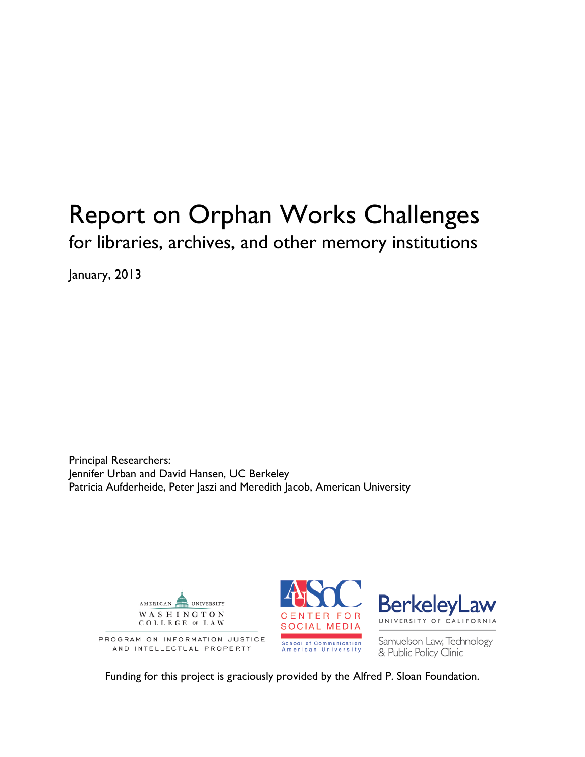# Report on Orphan Works Challenges

## for libraries, archives, and other memory institutions

January, 2013

Principal Researchers:
Jennifer Urban and David Hansen, UC Berkeley
Patricia Aufderheide, Peter Jaszi and Meredith Jacob, American University

AMERICAN UNIVERSITY WASHINGTON COLLEGE OF LAW
PROGRAM ON INFORMATION JUSTICE AND INTELLECTUAL PROPERTY

CENTER FOR SOCIAL MEDIA
School of Communication American University

BerkeleyLaw UNIVERSITY OF CALIFORNIA
Samuelson Law, Technology & Public Policy Clinic

Funding for this project is graciously provided by the Alfred P. Sloan Foundation.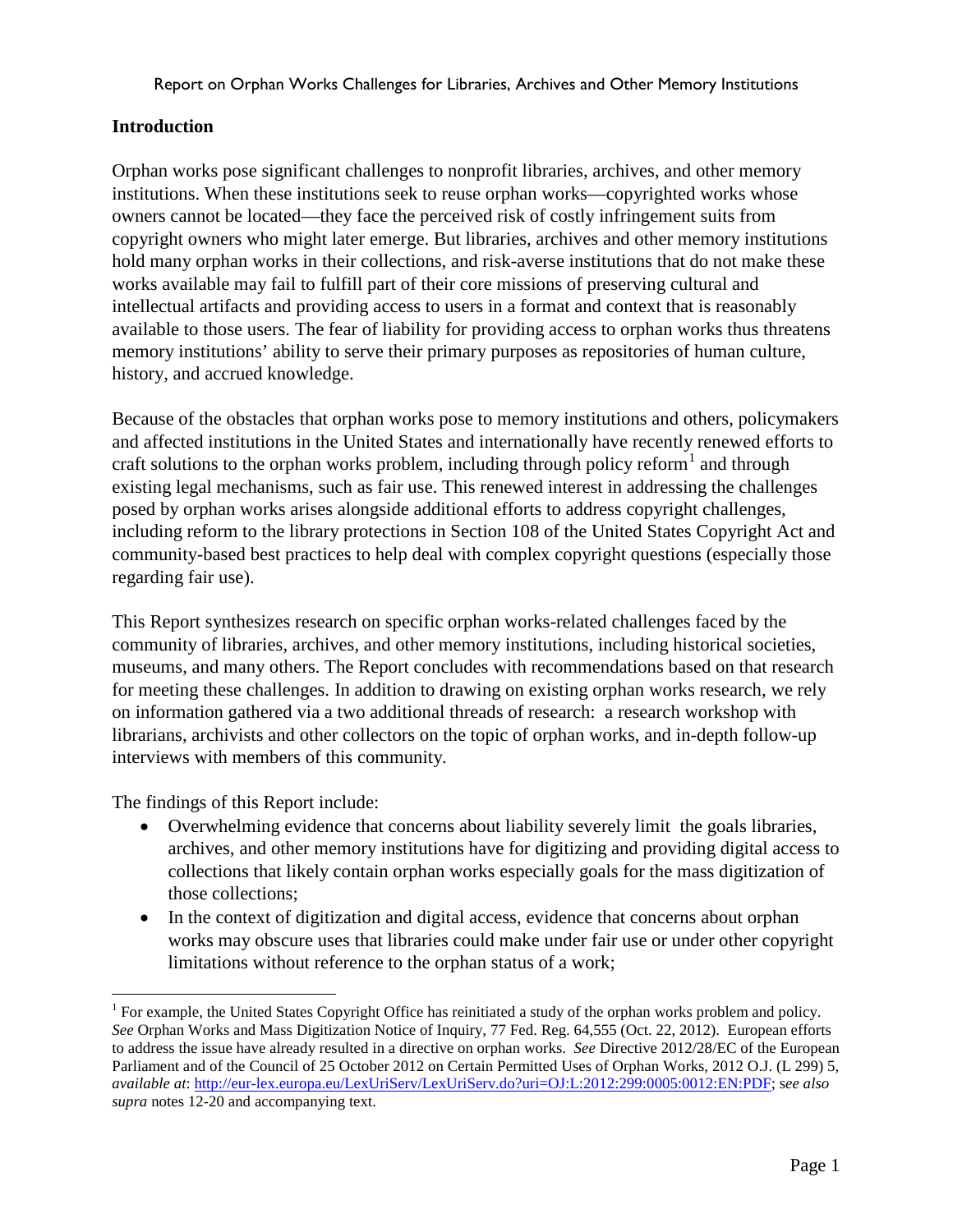## Introduction

Orphan works pose significant challenges to nonprofit libraries, archives, and other memory institutions. When these institutions seek to reuse orphan works—copyrighted works whose owners cannot be located—they face the perceived risk of costly infringement suits from copyright owners who might later emerge. But libraries, archives and other memory institutions hold many orphan works in their collections, and risk-averse institutions that do not make these works available may fail to fulfill part of their core missions of preserving cultural and intellectual artifacts and providing access to users in a format and context that is reasonably available to those users. The fear of liability for providing access to orphan works thus threatens memory institutions' ability to serve their primary purposes as repositories of human culture, history, and accrued knowledge.

Because of the obstacles that orphan works pose to memory institutions and others, policymakers and affected institutions in the United States and internationally have recently renewed efforts to craft solutions to the orphan works problem, including through policy reform[1] and through existing legal mechanisms, such as fair use. This renewed interest in addressing the challenges posed by orphan works arises alongside additional efforts to address copyright challenges, including reform to the library protections in Section 108 of the United States Copyright Act and community-based best practices to help deal with complex copyright questions (especially those regarding fair use).

This Report synthesizes research on specific orphan works-related challenges faced by the community of libraries, archives, and other memory institutions, including historical societies, museums, and many others. The Report concludes with recommendations based on that research for meeting these challenges. In addition to drawing on existing orphan works research, we rely on information gathered via a two additional threads of research: a research workshop with librarians, archivists and other collectors on the topic of orphan works, and in-depth follow-up interviews with members of this community.

The findings of this Report include:

- Overwhelming evidence that concerns about liability severely limit the goals libraries, archives, and other memory institutions have for digitizing and providing digital access to collections that likely contain orphan works especially goals for the mass digitization of those collections;
- In the context of digitization and digital access, evidence that concerns about orphan works may obscure uses that libraries could make under fair use or under other copyright limitations without reference to the orphan status of a work;

[1] For example, the United States Copyright Office has reinitiated a study of the orphan works problem and policy. *See* Orphan Works and Mass Digitization Notice of Inquiry, 77 Fed. Reg. 64,555 (Oct. 22, 2012). European efforts to address the issue have already resulted in a directive on orphan works. *See* Directive 2012/28/EC of the European Parliament and of the Council of 25 October 2012 on Certain Permitted Uses of Orphan Works, 2012 O.J. (L 299) 5, *available at*: http://eur-lex.europa.eu/LexUriServ/LexUriServ.do?uri=OJ:L:2012:299:0005:0012:EN:PDF; *see also supra* notes 12-20 and accompanying text.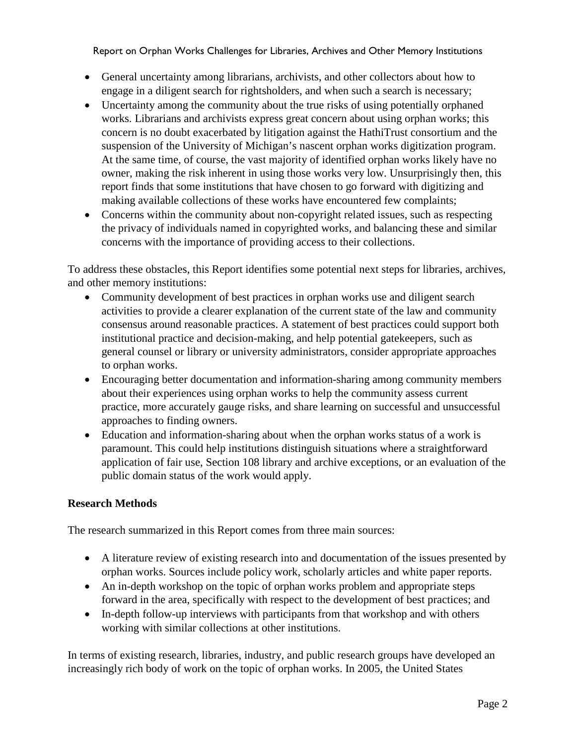- General uncertainty among librarians, archivists, and other collectors about how to engage in a diligent search for rightsholders, and when such a search is necessary;
- Uncertainty among the community about the true risks of using potentially orphaned works. Librarians and archivists express great concern about using orphan works; this concern is no doubt exacerbated by litigation against the HathiTrust consortium and the suspension of the University of Michigan's nascent orphan works digitization program. At the same time, of course, the vast majority of identified orphan works likely have no owner, making the risk inherent in using those works very low. Unsurprisingly then, this report finds that some institutions that have chosen to go forward with digitizing and making available collections of these works have encountered few complaints;
- Concerns within the community about non-copyright related issues, such as respecting the privacy of individuals named in copyrighted works, and balancing these and similar concerns with the importance of providing access to their collections.

To address these obstacles, this Report identifies some potential next steps for libraries, archives, and other memory institutions:

- Community development of best practices in orphan works use and diligent search activities to provide a clearer explanation of the current state of the law and community consensus around reasonable practices. A statement of best practices could support both institutional practice and decision-making, and help potential gatekeepers, such as general counsel or library or university administrators, consider appropriate approaches to orphan works.
- Encouraging better documentation and information-sharing among community members about their experiences using orphan works to help the community assess current practice, more accurately gauge risks, and share learning on successful and unsuccessful approaches to finding owners.
- Education and information-sharing about when the orphan works status of a work is paramount. This could help institutions distinguish situations where a straightforward application of fair use, Section 108 library and archive exceptions, or an evaluation of the public domain status of the work would apply.

**Research Methods**

The research summarized in this Report comes from three main sources:

- A literature review of existing research into and documentation of the issues presented by orphan works. Sources include policy work, scholarly articles and white paper reports.
- An in-depth workshop on the topic of orphan works problem and appropriate steps forward in the area, specifically with respect to the development of best practices; and
- In-depth follow-up interviews with participants from that workshop and with others working with similar collections at other institutions.

In terms of existing research, libraries, industry, and public research groups have developed an increasingly rich body of work on the topic of orphan works. In 2005, the United States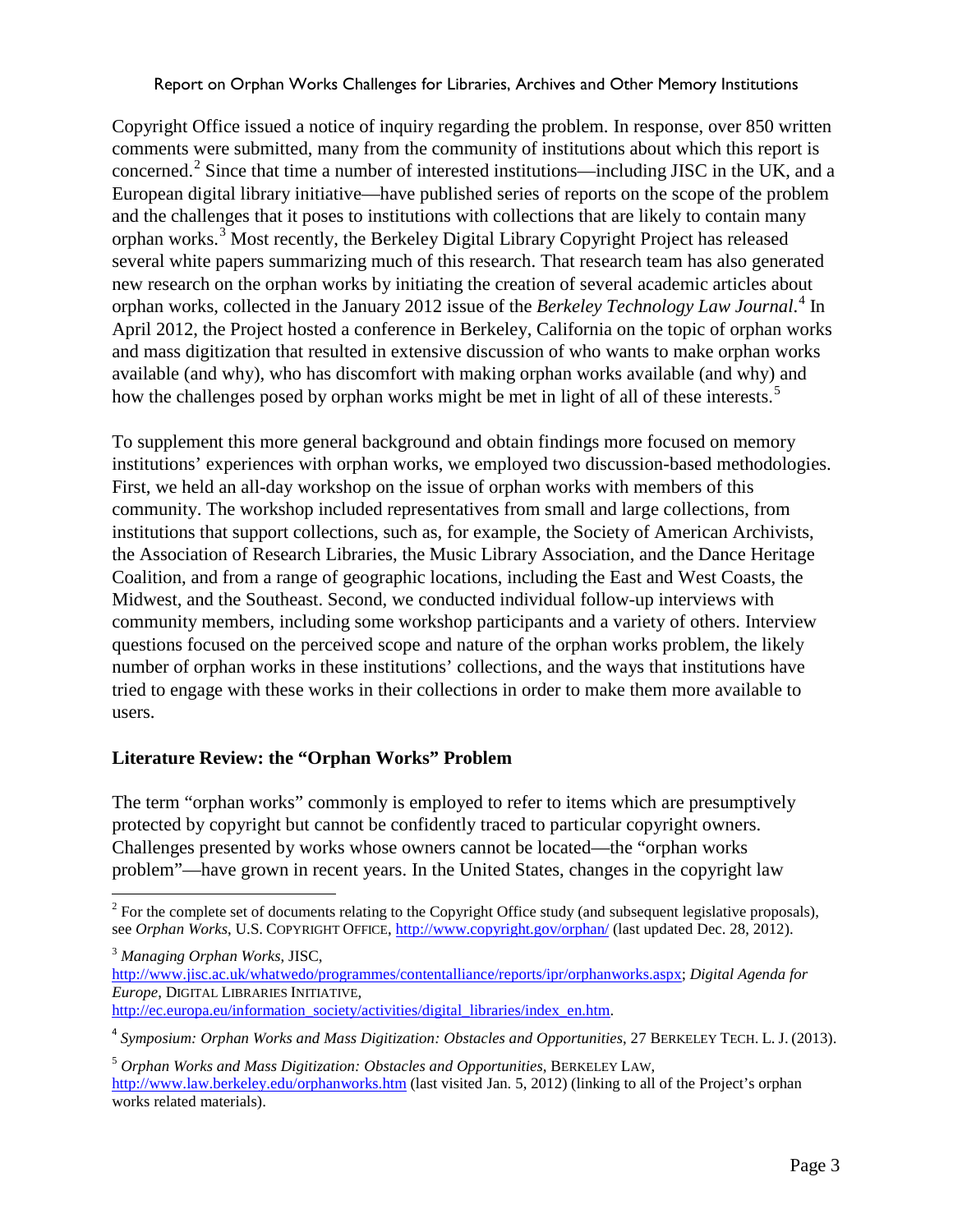Copyright Office issued a notice of inquiry regarding the problem. In response, over 850 written comments were submitted, many from the community of institutions about which this report is concerned.[2] Since that time a number of interested institutions—including JISC in the UK, and a European digital library initiative—have published series of reports on the scope of the problem and the challenges that it poses to institutions with collections that are likely to contain many orphan works.[3] Most recently, the Berkeley Digital Library Copyright Project has released several white papers summarizing much of this research. That research team has also generated new research on the orphan works by initiating the creation of several academic articles about orphan works, collected in the January 2012 issue of the *Berkeley Technology Law Journal*.[4] In April 2012, the Project hosted a conference in Berkeley, California on the topic of orphan works and mass digitization that resulted in extensive discussion of who wants to make orphan works available (and why), who has discomfort with making orphan works available (and why) and how the challenges posed by orphan works might be met in light of all of these interests.[5]

To supplement this more general background and obtain findings more focused on memory institutions' experiences with orphan works, we employed two discussion-based methodologies. First, we held an all-day workshop on the issue of orphan works with members of this community. The workshop included representatives from small and large collections, from institutions that support collections, such as, for example, the Society of American Archivists, the Association of Research Libraries, the Music Library Association, and the Dance Heritage Coalition, and from a range of geographic locations, including the East and West Coasts, the Midwest, and the Southeast. Second, we conducted individual follow-up interviews with community members, including some workshop participants and a variety of others. Interview questions focused on the perceived scope and nature of the orphan works problem, the likely number of orphan works in these institutions' collections, and the ways that institutions have tried to engage with these works in their collections in order to make them more available to users.

## Literature Review: the "Orphan Works" Problem

The term "orphan works" commonly is employed to refer to items which are presumptively protected by copyright but cannot be confidently traced to particular copyright owners. Challenges presented by works whose owners cannot be located—the "orphan works problem"—have grown in recent years. In the United States, changes in the copyright law

---

[2] For the complete set of documents relating to the Copyright Office study (and subsequent legislative proposals), see *Orphan Works*, U.S. COPYRIGHT OFFICE, http://www.copyright.gov/orphan/ (last updated Dec. 28, 2012).

[3] *Managing Orphan Works*, JISC, http://www.jisc.ac.uk/whatwedo/programmes/contentalliance/reports/ipr/orphanworks.aspx; *Digital Agenda for Europe*, DIGITAL LIBRARIES INITIATIVE, http://ec.europa.eu/information_society/activities/digital_libraries/index_en.htm.

[4] *Symposium: Orphan Works and Mass Digitization: Obstacles and Opportunities*, 27 BERKELEY TECH. L. J. (2013).

[5] *Orphan Works and Mass Digitization: Obstacles and Opportunities*, BERKELEY LAW, http://www.law.berkeley.edu/orphanworks.htm (last visited Jan. 5, 2012) (linking to all of the Project's orphan works related materials).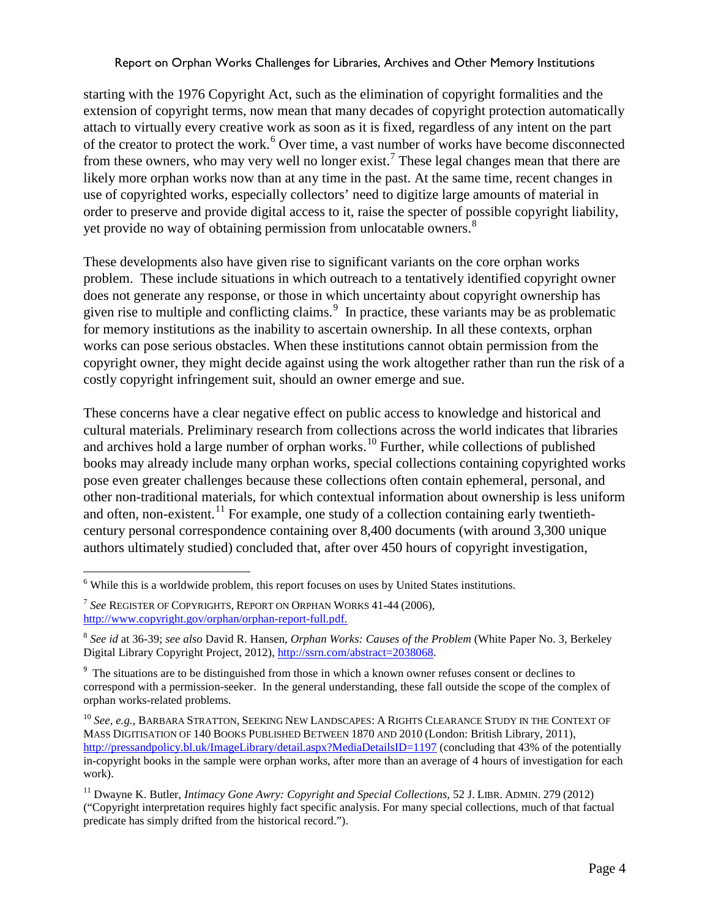starting with the 1976 Copyright Act, such as the elimination of copyright formalities and the extension of copyright terms, now mean that many decades of copyright protection automatically attach to virtually every creative work as soon as it is fixed, regardless of any intent on the part of the creator to protect the work.[6] Over time, a vast number of works have become disconnected from these owners, who may very well no longer exist.[7] These legal changes mean that there are likely more orphan works now than at any time in the past. At the same time, recent changes in use of copyrighted works, especially collectors' need to digitize large amounts of material in order to preserve and provide digital access to it, raise the specter of possible copyright liability, yet provide no way of obtaining permission from unlocatable owners.[8]

These developments also have given rise to significant variants on the core orphan works problem. These include situations in which outreach to a tentatively identified copyright owner does not generate any response, or those in which uncertainty about copyright ownership has given rise to multiple and conflicting claims.[9] In practice, these variants may be as problematic for memory institutions as the inability to ascertain ownership. In all these contexts, orphan works can pose serious obstacles. When these institutions cannot obtain permission from the copyright owner, they might decide against using the work altogether rather than run the risk of a costly copyright infringement suit, should an owner emerge and sue.

These concerns have a clear negative effect on public access to knowledge and historical and cultural materials. Preliminary research from collections across the world indicates that libraries and archives hold a large number of orphan works.[10] Further, while collections of published books may already include many orphan works, special collections containing copyrighted works pose even greater challenges because these collections often contain ephemeral, personal, and other non-traditional materials, for which contextual information about ownership is less uniform and often, non-existent.[11] For example, one study of a collection containing early twentieth-century personal correspondence containing over 8,400 documents (with around 3,300 unique authors ultimately studied) concluded that, after over 450 hours of copyright investigation,

---

[6] While this is a worldwide problem, this report focuses on uses by United States institutions.

[7] *See* REGISTER OF COPYRIGHTS, REPORT ON ORPHAN WORKS 41-44 (2006), http://www.copyright.gov/orphan/orphan-report-full.pdf.

[8] *See id* at 36-39; *see also* David R. Hansen, *Orphan Works: Causes of the Problem* (White Paper No. 3, Berkeley Digital Library Copyright Project, 2012), http://ssrn.com/abstract=2038068.

[9] The situations are to be distinguished from those in which a known owner refuses consent or declines to correspond with a permission-seeker. In the general understanding, these fall outside the scope of the complex of orphan works-related problems.

[10] *See, e.g.*, BARBARA STRATTON, SEEKING NEW LANDSCAPES: A RIGHTS CLEARANCE STUDY IN THE CONTEXT OF MASS DIGITISATION OF 140 BOOKS PUBLISHED BETWEEN 1870 AND 2010 (London: British Library, 2011), http://pressandpolicy.bl.uk/ImageLibrary/detail.aspx?MediaDetailsID=1197 (concluding that 43% of the potentially in-copyright books in the sample were orphan works, after more than an average of 4 hours of investigation for each work).

[11] Dwayne K. Butler, *Intimacy Gone Awry: Copyright and Special Collections*, 52 J. LIBR. ADMIN. 279 (2012) ("Copyright interpretation requires highly fact specific analysis. For many special collections, much of that factual predicate has simply drifted from the historical record.").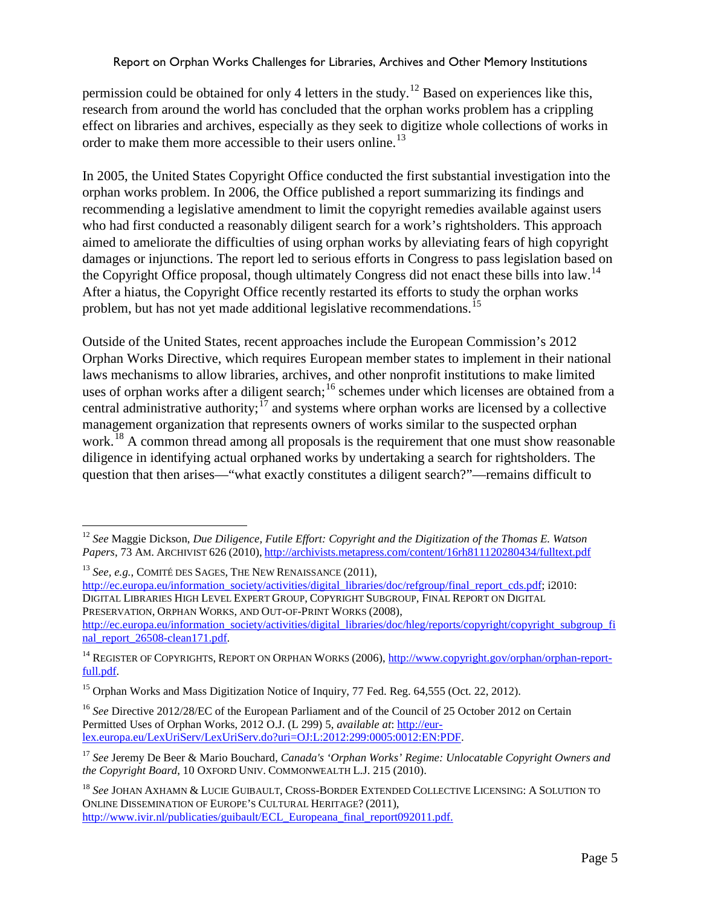permission could be obtained for only 4 letters in the study.[12] Based on experiences like this, research from around the world has concluded that the orphan works problem has a crippling effect on libraries and archives, especially as they seek to digitize whole collections of works in order to make them more accessible to their users online.[13]

In 2005, the United States Copyright Office conducted the first substantial investigation into the orphan works problem. In 2006, the Office published a report summarizing its findings and recommending a legislative amendment to limit the copyright remedies available against users who had first conducted a reasonably diligent search for a work's rightsholders. This approach aimed to ameliorate the difficulties of using orphan works by alleviating fears of high copyright damages or injunctions. The report led to serious efforts in Congress to pass legislation based on the Copyright Office proposal, though ultimately Congress did not enact these bills into law.[14] After a hiatus, the Copyright Office recently restarted its efforts to study the orphan works problem, but has not yet made additional legislative recommendations.[15]

Outside of the United States, recent approaches include the European Commission's 2012 Orphan Works Directive, which requires European member states to implement in their national laws mechanisms to allow libraries, archives, and other nonprofit institutions to make limited uses of orphan works after a diligent search;[16] schemes under which licenses are obtained from a central administrative authority;[17] and systems where orphan works are licensed by a collective management organization that represents owners of works similar to the suspected orphan work.[18] A common thread among all proposals is the requirement that one must show reasonable diligence in identifying actual orphaned works by undertaking a search for rightsholders. The question that then arises—"what exactly constitutes a diligent search?"—remains difficult to

---

[12] *See* Maggie Dickson, *Due Diligence, Futile Effort: Copyright and the Digitization of the Thomas E. Watson Papers*, 73 AM. ARCHIVIST 626 (2010), http://archivists.metapress.com/content/16rh811120280434/fulltext.pdf

[13] *See, e.g.*, COMITÉ DES SAGES, THE NEW RENAISSANCE (2011), http://ec.europa.eu/information_society/activities/digital_libraries/doc/refgroup/final_report_cds.pdf; i2010: DIGITAL LIBRARIES HIGH LEVEL EXPERT GROUP, COPYRIGHT SUBGROUP, FINAL REPORT ON DIGITAL PRESERVATION, ORPHAN WORKS, AND OUT-OF-PRINT WORKS (2008), http://ec.europa.eu/information_society/activities/digital_libraries/doc/hleg/reports/copyright/copyright_subgroup_final_report_26508-clean171.pdf.

[14] REGISTER OF COPYRIGHTS, REPORT ON ORPHAN WORKS (2006), http://www.copyright.gov/orphan/orphan-report-full.pdf.

[15] Orphan Works and Mass Digitization Notice of Inquiry, 77 Fed. Reg. 64,555 (Oct. 22, 2012).

[16] *See* Directive 2012/28/EC of the European Parliament and of the Council of 25 October 2012 on Certain Permitted Uses of Orphan Works, 2012 O.J. (L 299) 5, *available at*: http://eur-lex.europa.eu/LexUriServ/LexUriServ.do?uri=OJ:L:2012:299:0005:0012:EN:PDF.

[17] *See* Jeremy De Beer & Mario Bouchard, *Canada's 'Orphan Works' Regime: Unlocatable Copyright Owners and the Copyright Board*, 10 OXFORD UNIV. COMMONWEALTH L.J. 215 (2010).

[18] *See* JOHAN AXHAMN & LUCIE GUIBAULT, CROSS-BORDER EXTENDED COLLECTIVE LICENSING: A SOLUTION TO ONLINE DISSEMINATION OF EUROPE'S CULTURAL HERITAGE? (2011), http://www.ivir.nl/publicaties/guibault/ECL_Europeana_final_report092011.pdf.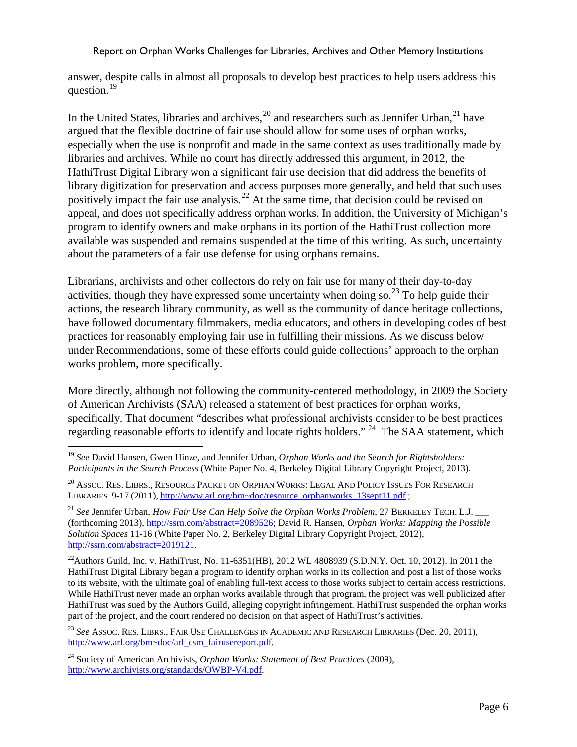answer, despite calls in almost all proposals to develop best practices to help users address this question.[19]

In the United States, libraries and archives,[20] and researchers such as Jennifer Urban,[21] have argued that the flexible doctrine of fair use should allow for some uses of orphan works, especially when the use is nonprofit and made in the same context as uses traditionally made by libraries and archives. While no court has directly addressed this argument, in 2012, the HathiTrust Digital Library won a significant fair use decision that did address the benefits of library digitization for preservation and access purposes more generally, and held that such uses positively impact the fair use analysis.[22] At the same time, that decision could be revised on appeal, and does not specifically address orphan works. In addition, the University of Michigan's program to identify owners and make orphans in its portion of the HathiTrust collection more available was suspended and remains suspended at the time of this writing. As such, uncertainty about the parameters of a fair use defense for using orphans remains.

Librarians, archivists and other collectors do rely on fair use for many of their day-to-day activities, though they have expressed some uncertainty when doing so.[23] To help guide their actions, the research library community, as well as the community of dance heritage collections, have followed documentary filmmakers, media educators, and others in developing codes of best practices for reasonably employing fair use in fulfilling their missions. As we discuss below under Recommendations, some of these efforts could guide collections' approach to the orphan works problem, more specifically.

More directly, although not following the community-centered methodology, in 2009 the Society of American Archivists (SAA) released a statement of best practices for orphan works, specifically. That document "describes what professional archivists consider to be best practices regarding reasonable efforts to identify and locate rights holders." [24] The SAA statement, which

---

[19] *See* David Hansen, Gwen Hinze, and Jennifer Urban, *Orphan Works and the Search for Rightsholders: Participants in the Search Process* (White Paper No. 4, Berkeley Digital Library Copyright Project, 2013).

[20] ASSOC. RES. LIBRS., RESOURCE PACKET ON ORPHAN WORKS: LEGAL AND POLICY ISSUES FOR RESEARCH LIBRARIES 9-17 (2011), http://www.arl.org/bm~doc/resource_orphanworks_13sept11.pdf ;

[21] *See* Jennifer Urban, *How Fair Use Can Help Solve the Orphan Works Problem*, 27 BERKELEY TECH. L.J. ___ (forthcoming 2013), http://ssrn.com/abstract=2089526; David R. Hansen, *Orphan Works: Mapping the Possible Solution Spaces* 11-16 (White Paper No. 2, Berkeley Digital Library Copyright Project, 2012), http://ssrn.com/abstract=2019121.

[22] Authors Guild, Inc. v. HathiTrust, No. 11-6351(HB), 2012 WL 4808939 (S.D.N.Y. Oct. 10, 2012). In 2011 the HathiTrust Digital Library began a program to identify orphan works in its collection and post a list of those works to its website, with the ultimate goal of enabling full-text access to those works subject to certain access restrictions. While HathiTrust never made an orphan works available through that program, the project was well publicized after HathiTrust was sued by the Authors Guild, alleging copyright infringement. HathiTrust suspended the orphan works part of the project, and the court rendered no decision on that aspect of HathiTrust's activities.

[23] *See* ASSOC. RES. LIBRS., FAIR USE CHALLENGES IN ACADEMIC AND RESEARCH LIBRARIES (Dec. 20, 2011), http://www.arl.org/bm~doc/arl_csm_fairusereport.pdf.

[24] Society of American Archivists, *Orphan Works: Statement of Best Practices* (2009), http://www.archivists.org/standards/OWBP-V4.pdf.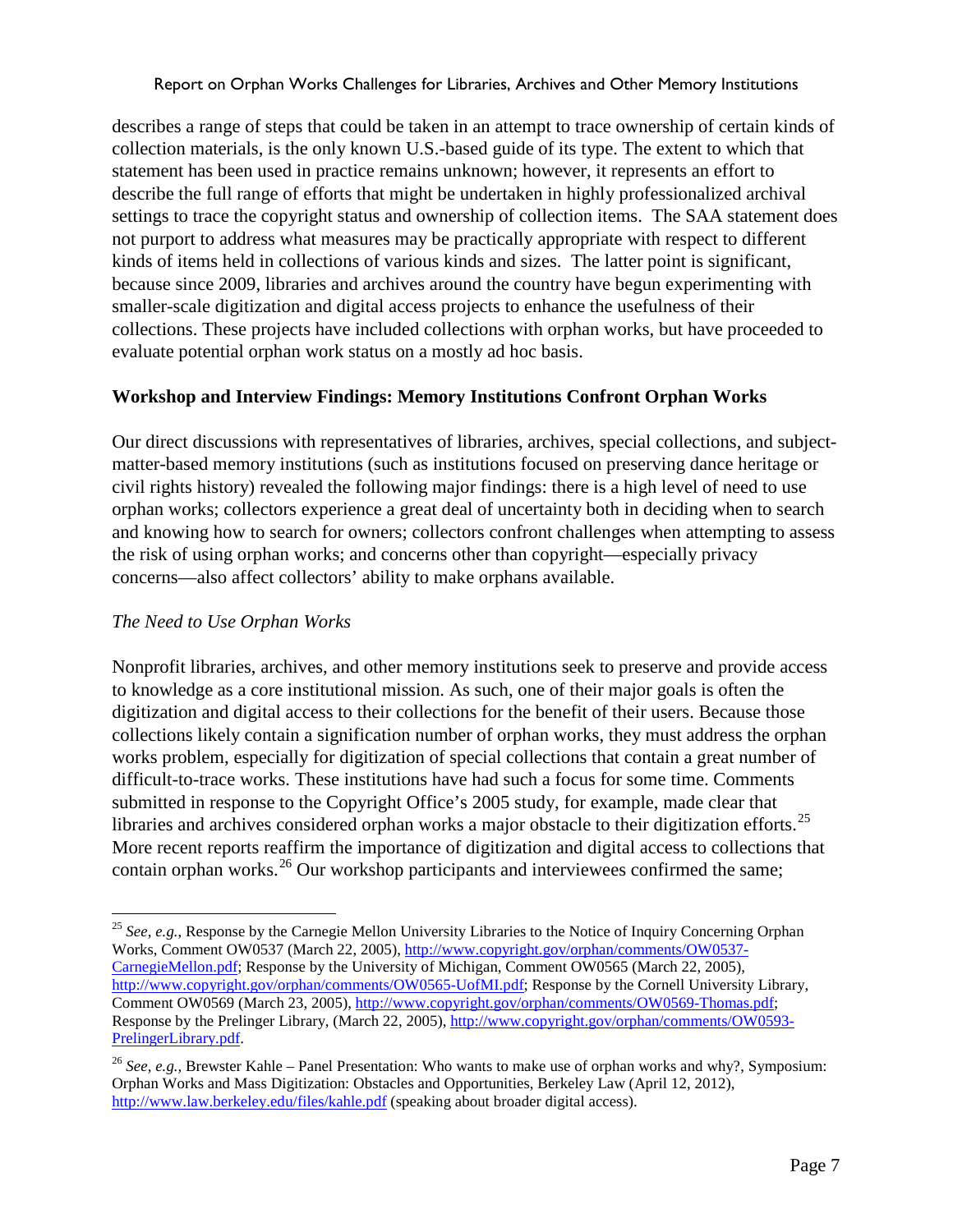describes a range of steps that could be taken in an attempt to trace ownership of certain kinds of collection materials, is the only known U.S.-based guide of its type. The extent to which that statement has been used in practice remains unknown; however, it represents an effort to describe the full range of efforts that might be undertaken in highly professionalized archival settings to trace the copyright status and ownership of collection items. The SAA statement does not purport to address what measures may be practically appropriate with respect to different kinds of items held in collections of various kinds and sizes. The latter point is significant, because since 2009, libraries and archives around the country have begun experimenting with smaller-scale digitization and digital access projects to enhance the usefulness of their collections. These projects have included collections with orphan works, but have proceeded to evaluate potential orphan work status on a mostly ad hoc basis.

### Workshop and Interview Findings: Memory Institutions Confront Orphan Works

Our direct discussions with representatives of libraries, archives, special collections, and subject-matter-based memory institutions (such as institutions focused on preserving dance heritage or civil rights history) revealed the following major findings: there is a high level of need to use orphan works; collectors experience a great deal of uncertainty both in deciding when to search and knowing how to search for owners; collectors confront challenges when attempting to assess the risk of using orphan works; and concerns other than copyright—especially privacy concerns—also affect collectors' ability to make orphans available.

#### *The Need to Use Orphan Works*

Nonprofit libraries, archives, and other memory institutions seek to preserve and provide access to knowledge as a core institutional mission. As such, one of their major goals is often the digitization and digital access to their collections for the benefit of their users. Because those collections likely contain a signification number of orphan works, they must address the orphan works problem, especially for digitization of special collections that contain a great number of difficult-to-trace works. These institutions have had such a focus for some time. Comments submitted in response to the Copyright Office's 2005 study, for example, made clear that libraries and archives considered orphan works a major obstacle to their digitization efforts.[25] More recent reports reaffirm the importance of digitization and digital access to collections that contain orphan works.[26] Our workshop participants and interviewees confirmed the same;

---

[25] *See, e.g.*, Response by the Carnegie Mellon University Libraries to the Notice of Inquiry Concerning Orphan Works, Comment OW0537 (March 22, 2005), http://www.copyright.gov/orphan/comments/OW0537-CarnegieMellon.pdf; Response by the University of Michigan, Comment OW0565 (March 22, 2005), http://www.copyright.gov/orphan/comments/OW0565-UofMI.pdf; Response by the Cornell University Library, Comment OW0569 (March 23, 2005), http://www.copyright.gov/orphan/comments/OW0569-Thomas.pdf; Response by the Prelinger Library, (March 22, 2005), http://www.copyright.gov/orphan/comments/OW0593-PrelingerLibrary.pdf.

[26] *See, e.g.,* Brewster Kahle – Panel Presentation: Who wants to make use of orphan works and why?, Symposium: Orphan Works and Mass Digitization: Obstacles and Opportunities, Berkeley Law (April 12, 2012), http://www.law.berkeley.edu/files/kahle.pdf (speaking about broader digital access).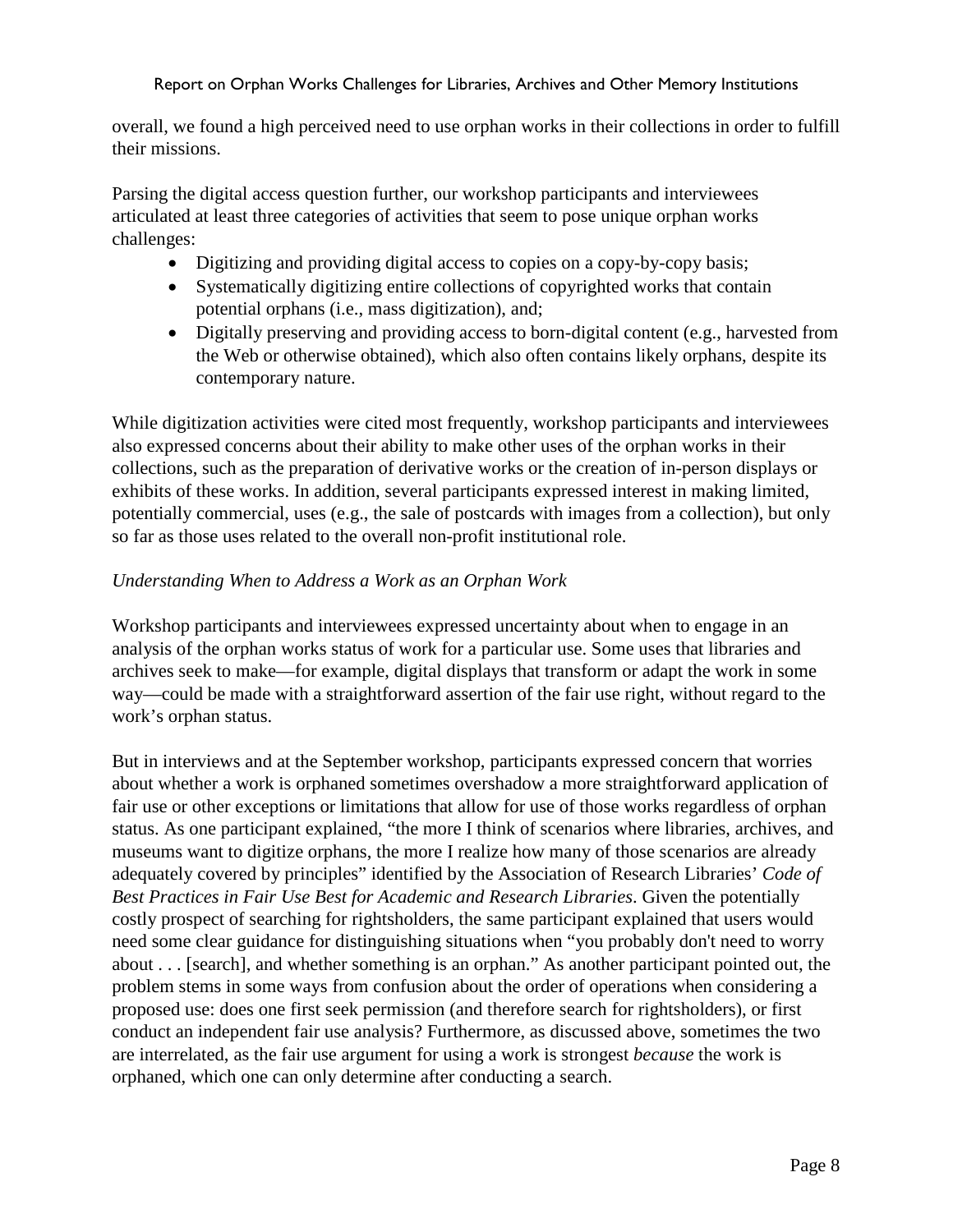overall, we found a high perceived need to use orphan works in their collections in order to fulfill their missions.

Parsing the digital access question further, our workshop participants and interviewees articulated at least three categories of activities that seem to pose unique orphan works challenges:

- Digitizing and providing digital access to copies on a copy-by-copy basis;
- Systematically digitizing entire collections of copyrighted works that contain potential orphans (i.e., mass digitization), and;
- Digitally preserving and providing access to born-digital content (e.g., harvested from the Web or otherwise obtained), which also often contains likely orphans, despite its contemporary nature.

While digitization activities were cited most frequently, workshop participants and interviewees also expressed concerns about their ability to make other uses of the orphan works in their collections, such as the preparation of derivative works or the creation of in-person displays or exhibits of these works. In addition, several participants expressed interest in making limited, potentially commercial, uses (e.g., the sale of postcards with images from a collection), but only so far as those uses related to the overall non-profit institutional role.

*Understanding When to Address a Work as an Orphan Work*

Workshop participants and interviewees expressed uncertainty about when to engage in an analysis of the orphan works status of work for a particular use. Some uses that libraries and archives seek to make—for example, digital displays that transform or adapt the work in some way—could be made with a straightforward assertion of the fair use right, without regard to the work's orphan status.

But in interviews and at the September workshop, participants expressed concern that worries about whether a work is orphaned sometimes overshadow a more straightforward application of fair use or other exceptions or limitations that allow for use of those works regardless of orphan status. As one participant explained, "the more I think of scenarios where libraries, archives, and museums want to digitize orphans, the more I realize how many of those scenarios are already adequately covered by principles" identified by the Association of Research Libraries' *Code of Best Practices in Fair Use Best for Academic and Research Libraries*. Given the potentially costly prospect of searching for rightsholders, the same participant explained that users would need some clear guidance for distinguishing situations when "you probably don't need to worry about . . . [search], and whether something is an orphan." As another participant pointed out, the problem stems in some ways from confusion about the order of operations when considering a proposed use: does one first seek permission (and therefore search for rightsholders), or first conduct an independent fair use analysis? Furthermore, as discussed above, sometimes the two are interrelated, as the fair use argument for using a work is strongest *because* the work is orphaned, which one can only determine after conducting a search.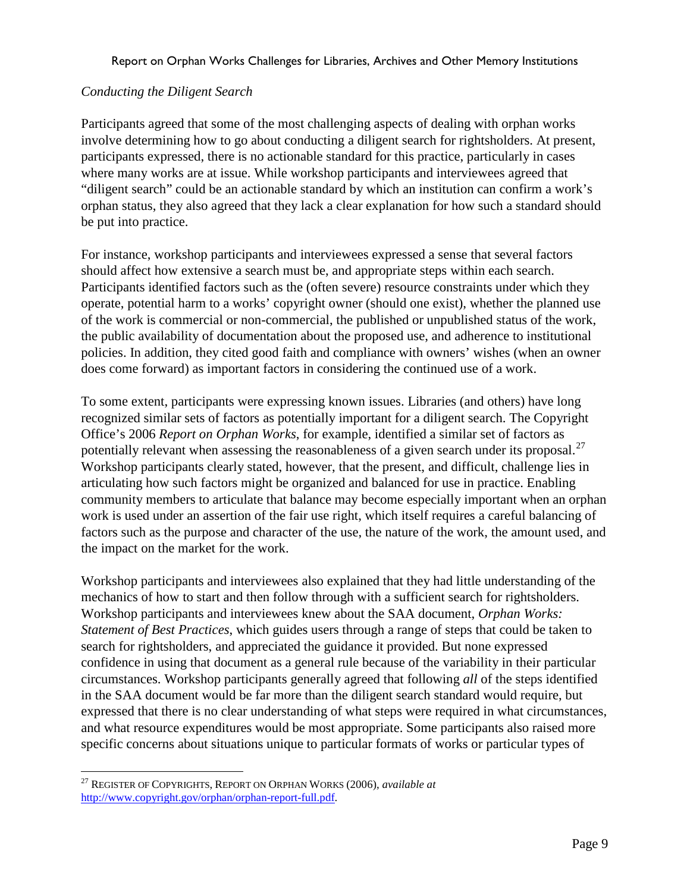*Conducting the Diligent Search*

Participants agreed that some of the most challenging aspects of dealing with orphan works involve determining how to go about conducting a diligent search for rightsholders. At present, participants expressed, there is no actionable standard for this practice, particularly in cases where many works are at issue. While workshop participants and interviewees agreed that "diligent search" could be an actionable standard by which an institution can confirm a work's orphan status, they also agreed that they lack a clear explanation for how such a standard should be put into practice.

For instance, workshop participants and interviewees expressed a sense that several factors should affect how extensive a search must be, and appropriate steps within each search. Participants identified factors such as the (often severe) resource constraints under which they operate, potential harm to a works' copyright owner (should one exist), whether the planned use of the work is commercial or non-commercial, the published or unpublished status of the work, the public availability of documentation about the proposed use, and adherence to institutional policies. In addition, they cited good faith and compliance with owners' wishes (when an owner does come forward) as important factors in considering the continued use of a work.

To some extent, participants were expressing known issues. Libraries (and others) have long recognized similar sets of factors as potentially important for a diligent search. The Copyright Office's 2006 *Report on Orphan Works*, for example, identified a similar set of factors as potentially relevant when assessing the reasonableness of a given search under its proposal.[27] Workshop participants clearly stated, however, that the present, and difficult, challenge lies in articulating how such factors might be organized and balanced for use in practice. Enabling community members to articulate that balance may become especially important when an orphan work is used under an assertion of the fair use right, which itself requires a careful balancing of factors such as the purpose and character of the use, the nature of the work, the amount used, and the impact on the market for the work.

Workshop participants and interviewees also explained that they had little understanding of the mechanics of how to start and then follow through with a sufficient search for rightsholders. Workshop participants and interviewees knew about the SAA document, *Orphan Works: Statement of Best Practices*, which guides users through a range of steps that could be taken to search for rightsholders, and appreciated the guidance it provided. But none expressed confidence in using that document as a general rule because of the variability in their particular circumstances. Workshop participants generally agreed that following *all* of the steps identified in the SAA document would be far more than the diligent search standard would require, but expressed that there is no clear understanding of what steps were required in what circumstances, and what resource expenditures would be most appropriate. Some participants also raised more specific concerns about situations unique to particular formats of works or particular types of

---

[27] REGISTER OF COPYRIGHTS, REPORT ON ORPHAN WORKS (2006), *available at* http://www.copyright.gov/orphan/orphan-report-full.pdf.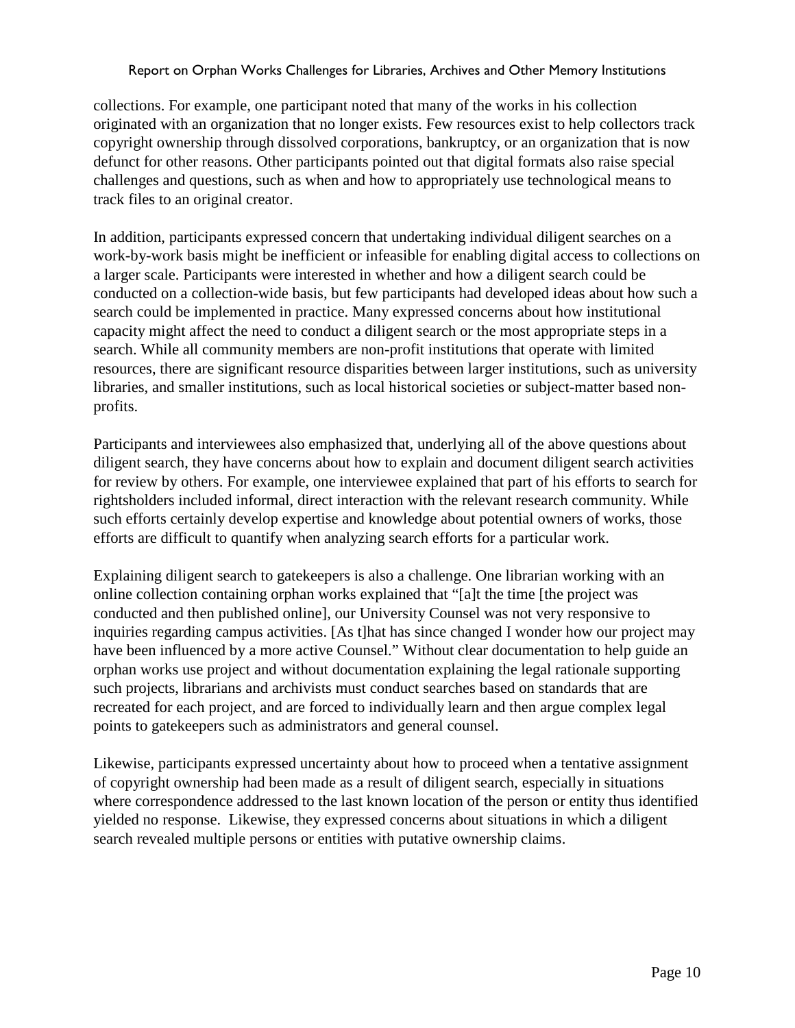collections. For example, one participant noted that many of the works in his collection originated with an organization that no longer exists. Few resources exist to help collectors track copyright ownership through dissolved corporations, bankruptcy, or an organization that is now defunct for other reasons. Other participants pointed out that digital formats also raise special challenges and questions, such as when and how to appropriately use technological means to track files to an original creator.

In addition, participants expressed concern that undertaking individual diligent searches on a work-by-work basis might be inefficient or infeasible for enabling digital access to collections on a larger scale. Participants were interested in whether and how a diligent search could be conducted on a collection-wide basis, but few participants had developed ideas about how such a search could be implemented in practice. Many expressed concerns about how institutional capacity might affect the need to conduct a diligent search or the most appropriate steps in a search. While all community members are non-profit institutions that operate with limited resources, there are significant resource disparities between larger institutions, such as university libraries, and smaller institutions, such as local historical societies or subject-matter based non-profits.

Participants and interviewees also emphasized that, underlying all of the above questions about diligent search, they have concerns about how to explain and document diligent search activities for review by others. For example, one interviewee explained that part of his efforts to search for rightsholders included informal, direct interaction with the relevant research community. While such efforts certainly develop expertise and knowledge about potential owners of works, those efforts are difficult to quantify when analyzing search efforts for a particular work.

Explaining diligent search to gatekeepers is also a challenge. One librarian working with an online collection containing orphan works explained that "[a]t the time [the project was conducted and then published online], our University Counsel was not very responsive to inquiries regarding campus activities. [As t]hat has since changed I wonder how our project may have been influenced by a more active Counsel." Without clear documentation to help guide an orphan works use project and without documentation explaining the legal rationale supporting such projects, librarians and archivists must conduct searches based on standards that are recreated for each project, and are forced to individually learn and then argue complex legal points to gatekeepers such as administrators and general counsel.

Likewise, participants expressed uncertainty about how to proceed when a tentative assignment of copyright ownership had been made as a result of diligent search, especially in situations where correspondence addressed to the last known location of the person or entity thus identified yielded no response. Likewise, they expressed concerns about situations in which a diligent search revealed multiple persons or entities with putative ownership claims.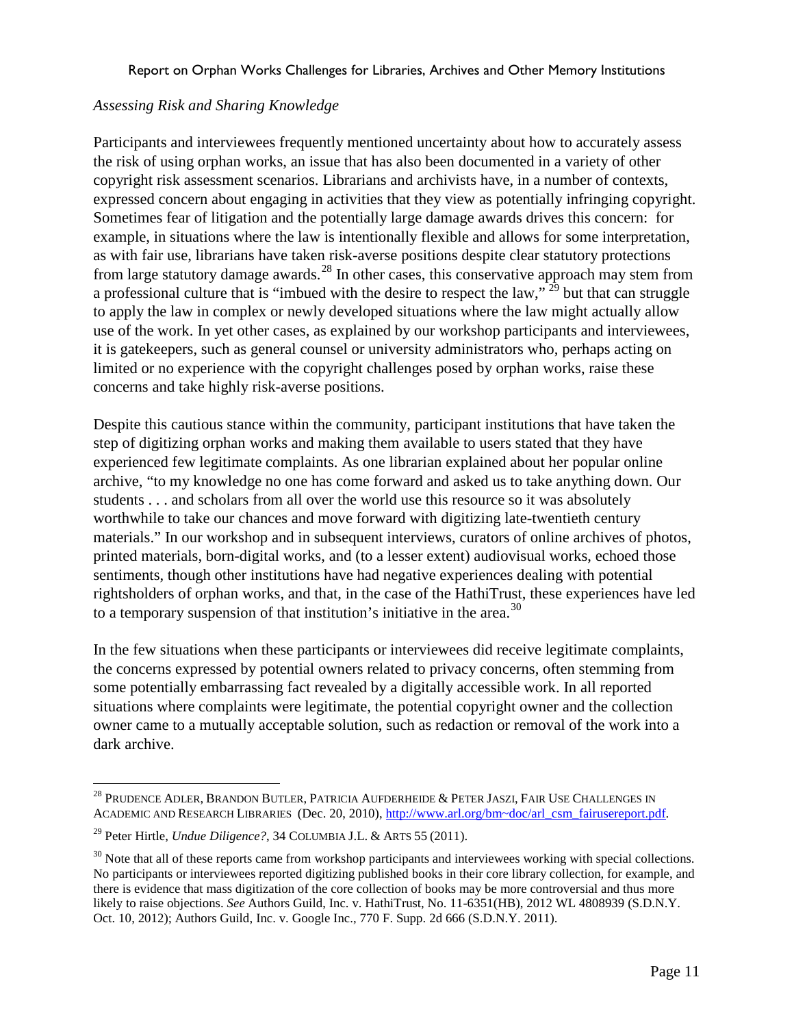*Assessing Risk and Sharing Knowledge*

Participants and interviewees frequently mentioned uncertainty about how to accurately assess the risk of using orphan works, an issue that has also been documented in a variety of other copyright risk assessment scenarios. Librarians and archivists have, in a number of contexts, expressed concern about engaging in activities that they view as potentially infringing copyright. Sometimes fear of litigation and the potentially large damage awards drives this concern: for example, in situations where the law is intentionally flexible and allows for some interpretation, as with fair use, librarians have taken risk-averse positions despite clear statutory protections from large statutory damage awards.[28] In other cases, this conservative approach may stem from a professional culture that is "imbued with the desire to respect the law,"[29] but that can struggle to apply the law in complex or newly developed situations where the law might actually allow use of the work. In yet other cases, as explained by our workshop participants and interviewees, it is gatekeepers, such as general counsel or university administrators who, perhaps acting on limited or no experience with the copyright challenges posed by orphan works, raise these concerns and take highly risk-averse positions.

Despite this cautious stance within the community, participant institutions that have taken the step of digitizing orphan works and making them available to users stated that they have experienced few legitimate complaints. As one librarian explained about her popular online archive, "to my knowledge no one has come forward and asked us to take anything down. Our students . . . and scholars from all over the world use this resource so it was absolutely worthwhile to take our chances and move forward with digitizing late-twentieth century materials." In our workshop and in subsequent interviews, curators of online archives of photos, printed materials, born-digital works, and (to a lesser extent) audiovisual works, echoed those sentiments, though other institutions have had negative experiences dealing with potential rightsholders of orphan works, and that, in the case of the HathiTrust, these experiences have led to a temporary suspension of that institution's initiative in the area.[30]

In the few situations when these participants or interviewees did receive legitimate complaints, the concerns expressed by potential owners related to privacy concerns, often stemming from some potentially embarrassing fact revealed by a digitally accessible work. In all reported situations where complaints were legitimate, the potential copyright owner and the collection owner came to a mutually acceptable solution, such as redaction or removal of the work into a dark archive.

---

[28] Prudence Adler, Brandon Butler, Patricia Aufderheide & Peter Jaszi, Fair Use Challenges in Academic and Research Libraries (Dec. 20, 2010), http://www.arl.org/bm~doc/arl_csm_fairusereport.pdf.

[29] Peter Hirtle, *Undue Diligence?*, 34 Columbia J.L. & Arts 55 (2011).

[30] Note that all of these reports came from workshop participants and interviewees working with special collections. No participants or interviewees reported digitizing published books in their core library collection, for example, and there is evidence that mass digitization of the core collection of books may be more controversial and thus more likely to raise objections. *See* Authors Guild, Inc. v. HathiTrust, No. 11-6351(HB), 2012 WL 4808939 (S.D.N.Y. Oct. 10, 2012); Authors Guild, Inc. v. Google Inc., 770 F. Supp. 2d 666 (S.D.N.Y. 2011).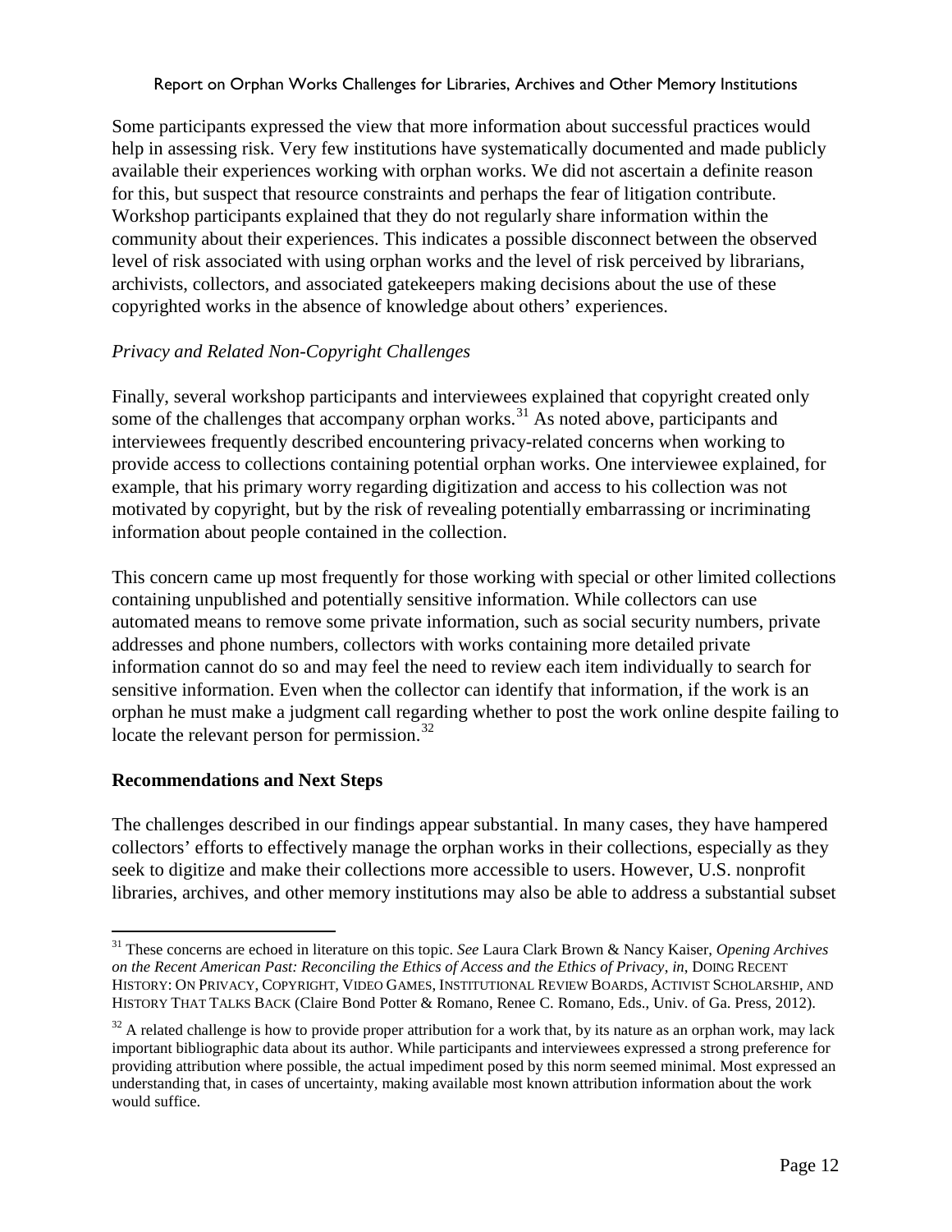Some participants expressed the view that more information about successful practices would help in assessing risk. Very few institutions have systematically documented and made publicly available their experiences working with orphan works. We did not ascertain a definite reason for this, but suspect that resource constraints and perhaps the fear of litigation contribute. Workshop participants explained that they do not regularly share information within the community about their experiences. This indicates a possible disconnect between the observed level of risk associated with using orphan works and the level of risk perceived by librarians, archivists, collectors, and associated gatekeepers making decisions about the use of these copyrighted works in the absence of knowledge about others' experiences.

*Privacy and Related Non-Copyright Challenges*

Finally, several workshop participants and interviewees explained that copyright created only some of the challenges that accompany orphan works.[31] As noted above, participants and interviewees frequently described encountering privacy-related concerns when working to provide access to collections containing potential orphan works. One interviewee explained, for example, that his primary worry regarding digitization and access to his collection was not motivated by copyright, but by the risk of revealing potentially embarrassing or incriminating information about people contained in the collection.

This concern came up most frequently for those working with special or other limited collections containing unpublished and potentially sensitive information. While collectors can use automated means to remove some private information, such as social security numbers, private addresses and phone numbers, collectors with works containing more detailed private information cannot do so and may feel the need to review each item individually to search for sensitive information. Even when the collector can identify that information, if the work is an orphan he must make a judgment call regarding whether to post the work online despite failing to locate the relevant person for permission.[32]

**Recommendations and Next Steps**

The challenges described in our findings appear substantial. In many cases, they have hampered collectors' efforts to effectively manage the orphan works in their collections, especially as they seek to digitize and make their collections more accessible to users. However, U.S. nonprofit libraries, archives, and other memory institutions may also be able to address a substantial subset

[31] These concerns are echoed in literature on this topic. *See* Laura Clark Brown & Nancy Kaiser, *Opening Archives on the Recent American Past: Reconciling the Ethics of Access and the Ethics of Privacy*, *in*, DOING RECENT HISTORY: ON PRIVACY, COPYRIGHT, VIDEO GAMES, INSTITUTIONAL REVIEW BOARDS, ACTIVIST SCHOLARSHIP, AND HISTORY THAT TALKS BACK (Claire Bond Potter & Romano, Renee C. Romano, Eds., Univ. of Ga. Press, 2012).

[32] A related challenge is how to provide proper attribution for a work that, by its nature as an orphan work, may lack important bibliographic data about its author. While participants and interviewees expressed a strong preference for providing attribution where possible, the actual impediment posed by this norm seemed minimal. Most expressed an understanding that, in cases of uncertainty, making available most known attribution information about the work would suffice.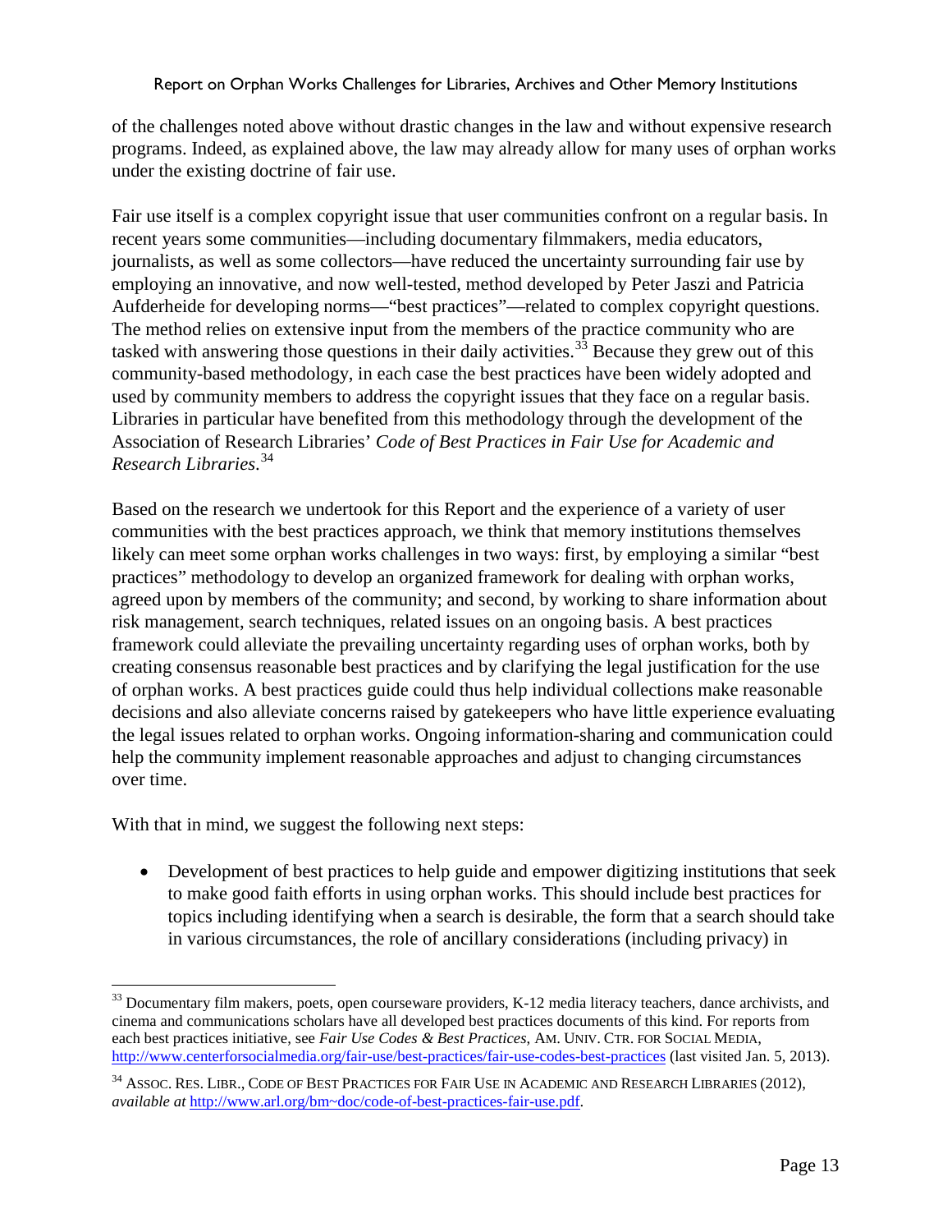of the challenges noted above without drastic changes in the law and without expensive research programs. Indeed, as explained above, the law may already allow for many uses of orphan works under the existing doctrine of fair use.

Fair use itself is a complex copyright issue that user communities confront on a regular basis. In recent years some communities—including documentary filmmakers, media educators, journalists, as well as some collectors—have reduced the uncertainty surrounding fair use by employing an innovative, and now well-tested, method developed by Peter Jaszi and Patricia Aufderheide for developing norms—"best practices"—related to complex copyright questions. The method relies on extensive input from the members of the practice community who are tasked with answering those questions in their daily activities.[33] Because they grew out of this community-based methodology, in each case the best practices have been widely adopted and used by community members to address the copyright issues that they face on a regular basis. Libraries in particular have benefited from this methodology through the development of the Association of Research Libraries' *Code of Best Practices in Fair Use for Academic and Research Libraries*.[34]

Based on the research we undertook for this Report and the experience of a variety of user communities with the best practices approach, we think that memory institutions themselves likely can meet some orphan works challenges in two ways: first, by employing a similar "best practices" methodology to develop an organized framework for dealing with orphan works, agreed upon by members of the community; and second, by working to share information about risk management, search techniques, related issues on an ongoing basis. A best practices framework could alleviate the prevailing uncertainty regarding uses of orphan works, both by creating consensus reasonable best practices and by clarifying the legal justification for the use of orphan works. A best practices guide could thus help individual collections make reasonable decisions and also alleviate concerns raised by gatekeepers who have little experience evaluating the legal issues related to orphan works. Ongoing information-sharing and communication could help the community implement reasonable approaches and adjust to changing circumstances over time.

With that in mind, we suggest the following next steps:

- Development of best practices to help guide and empower digitizing institutions that seek to make good faith efforts in using orphan works. This should include best practices for topics including identifying when a search is desirable, the form that a search should take in various circumstances, the role of ancillary considerations (including privacy) in

---

[33] Documentary film makers, poets, open courseware providers, K-12 media literacy teachers, dance archivists, and cinema and communications scholars have all developed best practices documents of this kind. For reports from each best practices initiative, see *Fair Use Codes & Best Practices*, AM. UNIV. CTR. FOR SOCIAL MEDIA, http://www.centerforsocialmedia.org/fair-use/best-practices/fair-use-codes-best-practices (last visited Jan. 5, 2013).

[34] ASSOC. RES. LIBR., CODE OF BEST PRACTICES FOR FAIR USE IN ACADEMIC AND RESEARCH LIBRARIES (2012), *available at* http://www.arl.org/bm~doc/code-of-best-practices-fair-use.pdf.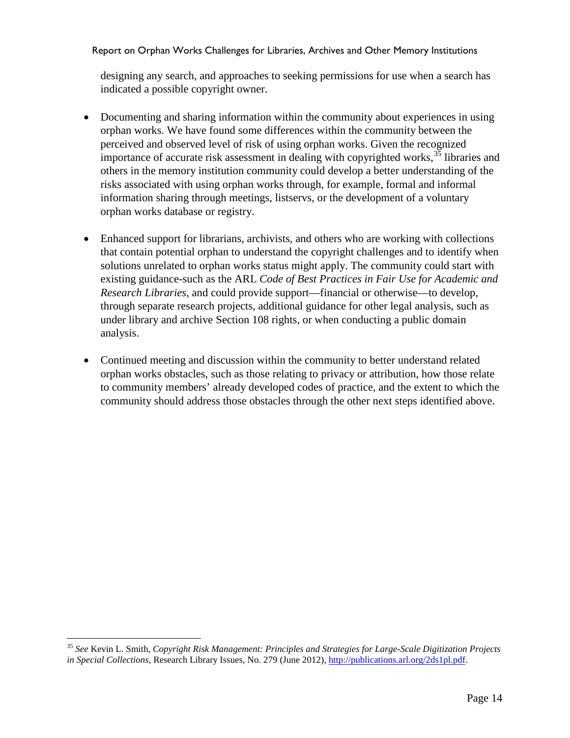designing any search, and approaches to seeking permissions for use when a search has indicated a possible copyright owner.

- Documenting and sharing information within the community about experiences in using orphan works. We have found some differences within the community between the perceived and observed level of risk of using orphan works. Given the recognized importance of accurate risk assessment in dealing with copyrighted works,[35] libraries and others in the memory institution community could develop a better understanding of the risks associated with using orphan works through, for example, formal and informal information sharing through meetings, listservs, or the development of a voluntary orphan works database or registry.

- Enhanced support for librarians, archivists, and others who are working with collections that contain potential orphan to understand the copyright challenges and to identify when solutions unrelated to orphan works status might apply. The community could start with existing guidance-such as the ARL *Code of Best Practices in Fair Use for Academic and Research Libraries*, and could provide support—financial or otherwise—to develop, through separate research projects, additional guidance for other legal analysis, such as under library and archive Section 108 rights, or when conducting a public domain analysis.

- Continued meeting and discussion within the community to better understand related orphan works obstacles, such as those relating to privacy or attribution, how those relate to community members' already developed codes of practice, and the extent to which the community should address those obstacles through the other next steps identified above.

---

[35] *See* Kevin L. Smith, *Copyright Risk Management: Principles and Strategies for Large-Scale Digitization Projects in Special Collections*, Research Library Issues, No. 279 (June 2012), http://publications.arl.org/2ds1pl.pdf.